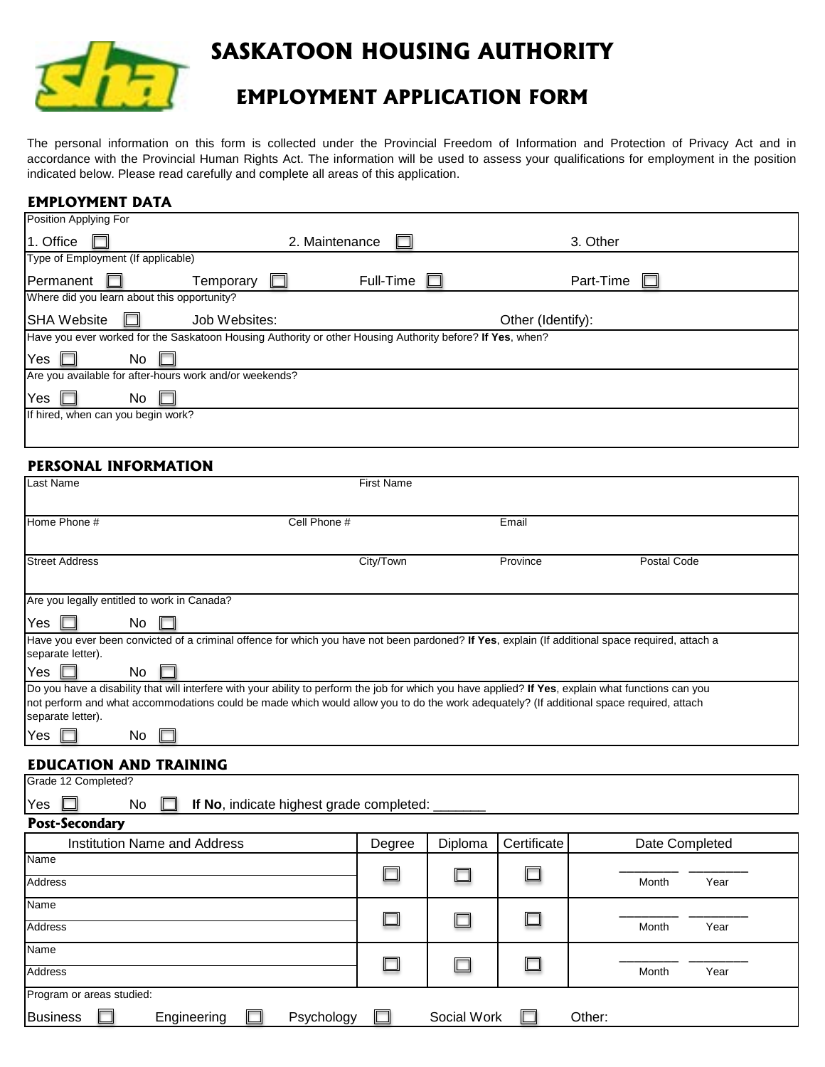# SASKATOON HOUSING AUTHORITY

## EMPLOYMENT APPLICATION FORM

The personal information on this form is collected under the Provincial Freedom of Information and Protection of Privacy Act and in accordance with the Provincial Human Rights Act. The information will be used to assess your qualifications for employment in the position indicated below. Please read carefully and complete all areas of this application.

### EMPLOYMENT DATA

Position Applying For

1. Office ☐ 2. Maintenance ☐ 3. Other

Type of Employment (If applicable)

Permanent ☐ Temporary ☐ Full-Time ☐ Part-Time ☐

Where did you learn about this opportunity?

SHA Website ☐ Job Websites: Other (Identify):

Have you ever worked for the Saskatoon Housing Authority or other Housing Authority before? **If Yes**, when?

Yes ☐ No ☐

Are you available for after-hours work and/or weekends?

Yes ☐ No ☐

If hired, when can you begin work?

### PERSONAL INFORMATION

| Last Name | | First Name | |
|---|---|---|---|
| Home Phone # | Cell Phone # | Email | |
| Street Address | City/Town | Province | Postal Code |

Are you legally entitled to work in Canada?

Yes ☐ No ☐

Have you ever been convicted of a criminal offence for which you have not been pardoned? **If Yes**, explain (If additional space required, attach a separate letter).

Yes ☐ No ☐

Do you have a disability that will interfere with your ability to perform the job for which you have applied? **If Yes**, explain what functions can you not perform and what accommodations could be made which would allow you to do the work adequately? (If additional space required, attach separate letter).

Yes ☐ No ☐

### EDUCATION AND TRAINING

Grade 12 Completed?

Yes ☐ No ☐ **If No**, indicate highest grade completed: _______

#### Post-Secondary

| Institution Name and Address | Degree | Diploma | Certificate | Date Completed |
|---|---|---|---|---|
| Name<br>Address | ☐ | ☐ | ☐ | ________ Month ________ Year |
| Name<br>Address | ☐ | ☐ | ☐ | ________ Month ________ Year |
| Name<br>Address | ☐ | ☐ | ☐ | ________ Month ________ Year |

Program or areas studied:

Business ☐ Engineering ☐ Psychology ☐ Social Work ☐ Other: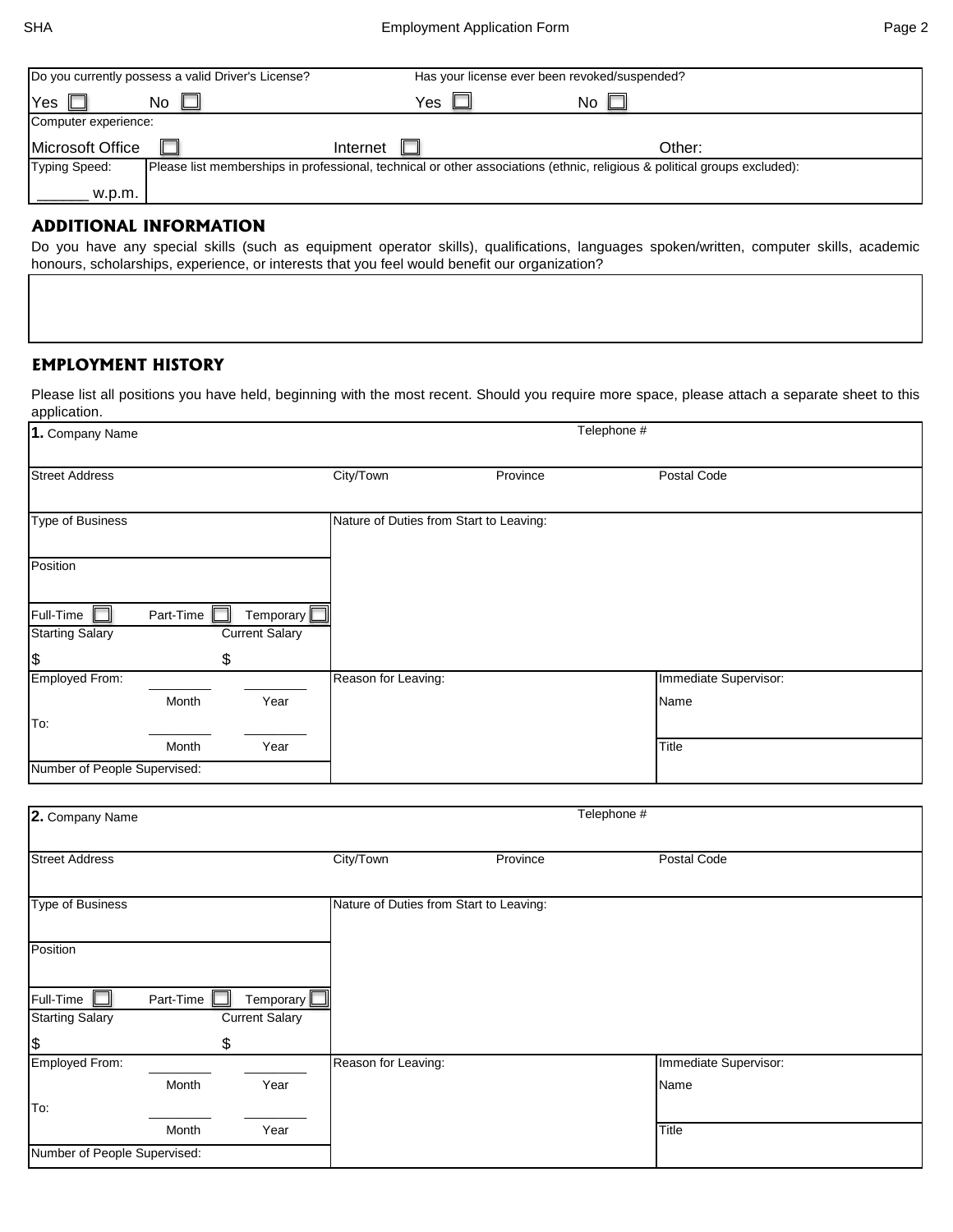| Do you currently possess a valid Driver's License? | | Has your license ever been revoked/suspended? | |
|---|---|---|---|
| Yes ☐ | No ☐ | Yes ☐ | No ☐ |
| Computer experience: | | | |
| Microsoft Office ☐ | Internet ☐ | Other: | |

| Typing Speed: | Please list memberships in professional, technical or other associations (ethnic, religious & political groups excluded): |
|---|---|
| ______ w.p.m. | |

## ADDITIONAL INFORMATION

Do you have any special skills (such as equipment operator skills), qualifications, languages spoken/written, computer skills, academic honours, scholarships, experience, or interests that you feel would benefit our organization?

## EMPLOYMENT HISTORY

Please list all positions you have held, beginning with the most recent. Should you require more space, please attach a separate sheet to this application.

| **1.** Company Name | | | Telephone # |
|---|---|---|---|
| Street Address | City/Town | Province | Postal Code |
| Type of Business | Nature of Duties from Start to Leaving: | | |
| Position | | | |
| Full-Time ☐ Part-Time ☐ Temporary ☐ | | | |
| Starting Salary $ / Current Salary $ | | | |
| Employed From: ______ Month ______ Year | Reason for Leaving: | | Immediate Supervisor: Name |
| To: ______ Month ______ Year | | | Title |
| Number of People Supervised: | | | |

| **2.** Company Name | | | Telephone # |
|---|---|---|---|
| Street Address | City/Town | Province | Postal Code |
| Type of Business | Nature of Duties from Start to Leaving: | | |
| Position | | | |
| Full-Time ☐ Part-Time ☐ Temporary ☐ | | | |
| Starting Salary $ / Current Salary $ | | | |
| Employed From: ______ Month ______ Year | Reason for Leaving: | | Immediate Supervisor: Name |
| To: ______ Month ______ Year | | | Title |
| Number of People Supervised: | | | |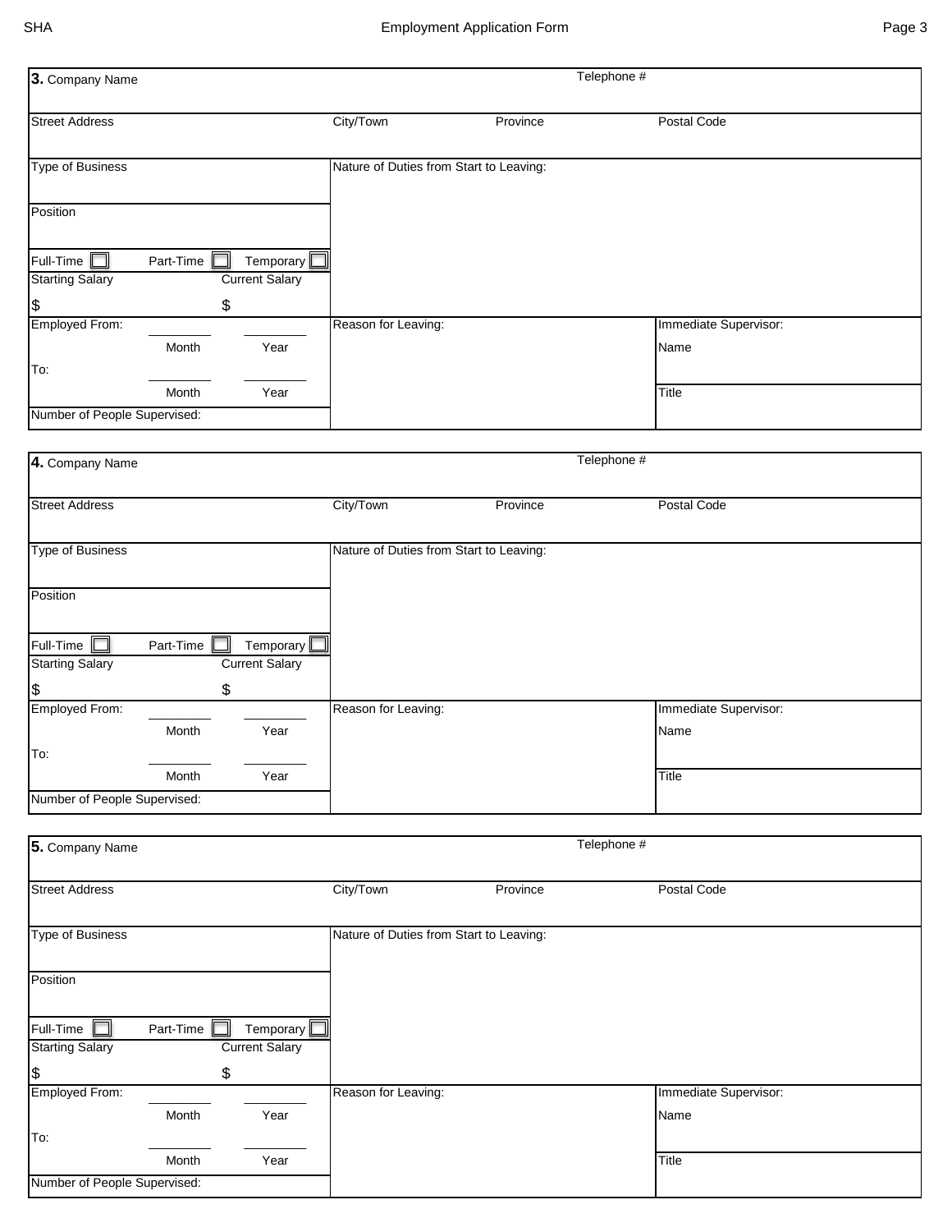**3.** Company Name | Telephone #

| Street Address | City/Town | Province | Postal Code |
|---|---|---|---|
| | | | |

| Type of Business | Nature of Duties from Start to Leaving: |
|---|---|
| Position | |
| Full-Time ☐ Part-Time ☐ Temporary ☐ | |
| Starting Salary $ / Current Salary $ | |

| Employed From: ______ Month ______ Year | Reason for Leaving: | Immediate Supervisor: Name |
|---|---|---|
| To: ______ Month ______ Year | | Title |
| Number of People Supervised: | | |

**4.** Company Name | Telephone #

| Street Address | City/Town | Province | Postal Code |
|---|---|---|---|
| | | | |

| Type of Business | Nature of Duties from Start to Leaving: |
|---|---|
| Position | |
| Full-Time ☐ Part-Time ☐ Temporary ☐ | |
| Starting Salary $ / Current Salary $ | |

| Employed From: ______ Month ______ Year | Reason for Leaving: | Immediate Supervisor: Name |
|---|---|---|
| To: ______ Month ______ Year | | Title |
| Number of People Supervised: | | |

**5.** Company Name | Telephone #

| Street Address | City/Town | Province | Postal Code |
|---|---|---|---|
| | | | |

| Type of Business | Nature of Duties from Start to Leaving: |
|---|---|
| Position | |
| Full-Time ☐ Part-Time ☐ Temporary ☐ | |
| Starting Salary $ / Current Salary $ | |

| Employed From: ______ Month ______ Year | Reason for Leaving: | Immediate Supervisor: Name |
|---|---|---|
| To: ______ Month ______ Year | | Title |
| Number of People Supervised: | | |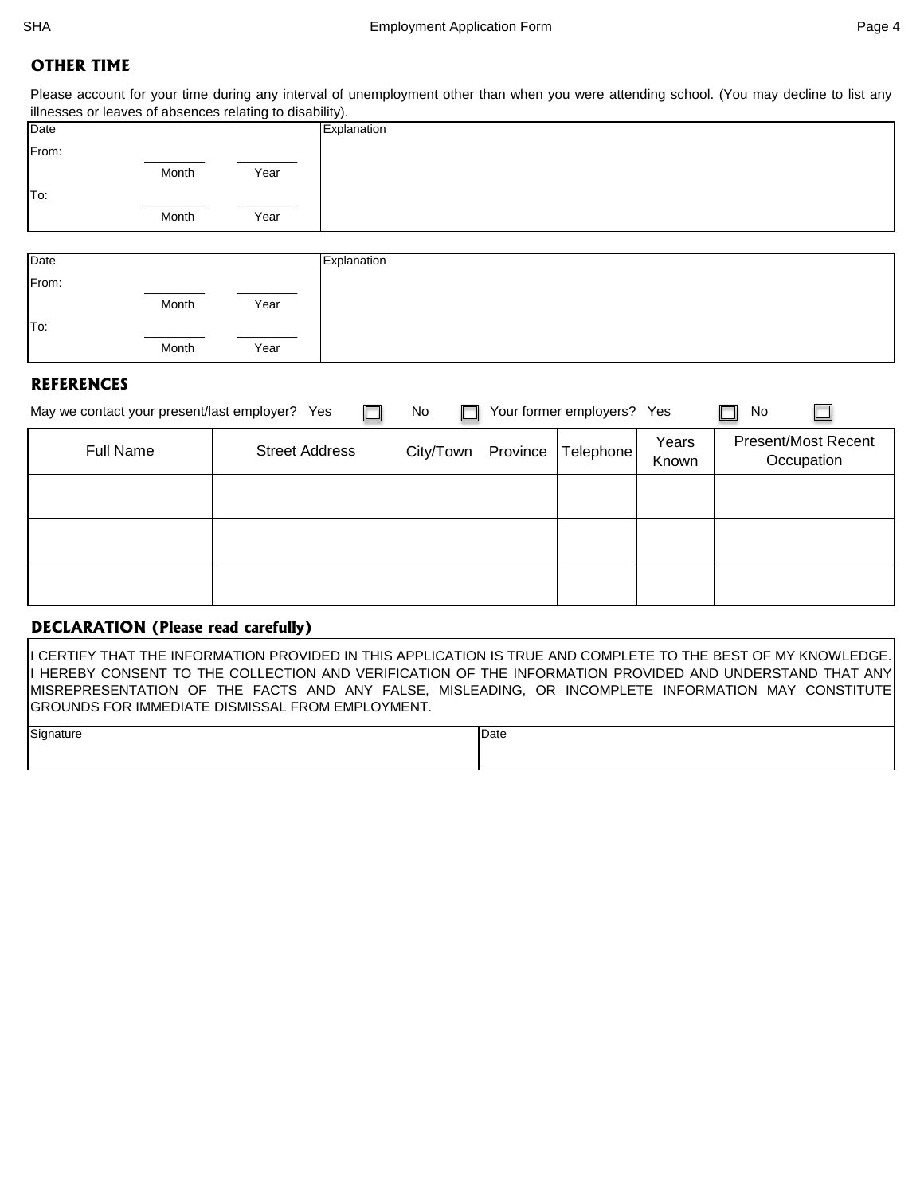## OTHER TIME

Please account for your time during any interval of unemployment other than when you were attending school. (You may decline to list any illnesses or leaves of absences relating to disability).

| Date | | | Explanation |
|---|---|---|---|
| From: | Month | Year | |
| To: | Month | Year | |

| Date | | | Explanation |
|---|---|---|---|
| From: | Month | Year | |
| To: | Month | Year | |

## REFERENCES

May we contact your present/last employer? Yes ☐ No ☐ Your former employers? Yes ☐ No ☐

| Full Name | Street Address City/Town Province | Telephone | Years Known | Present/Most Recent Occupation |
|---|---|---|---|---|
| | | | | |
| | | | | |
| | | | | |

## DECLARATION (Please read carefully)

I CERTIFY THAT THE INFORMATION PROVIDED IN THIS APPLICATION IS TRUE AND COMPLETE TO THE BEST OF MY KNOWLEDGE. I HEREBY CONSENT TO THE COLLECTION AND VERIFICATION OF THE INFORMATION PROVIDED AND UNDERSTAND THAT ANY MISREPRESENTATION OF THE FACTS AND ANY FALSE, MISLEADING, OR INCOMPLETE INFORMATION MAY CONSTITUTE GROUNDS FOR IMMEDIATE DISMISSAL FROM EMPLOYMENT.

| Signature | Date |
|---|---|
| | |